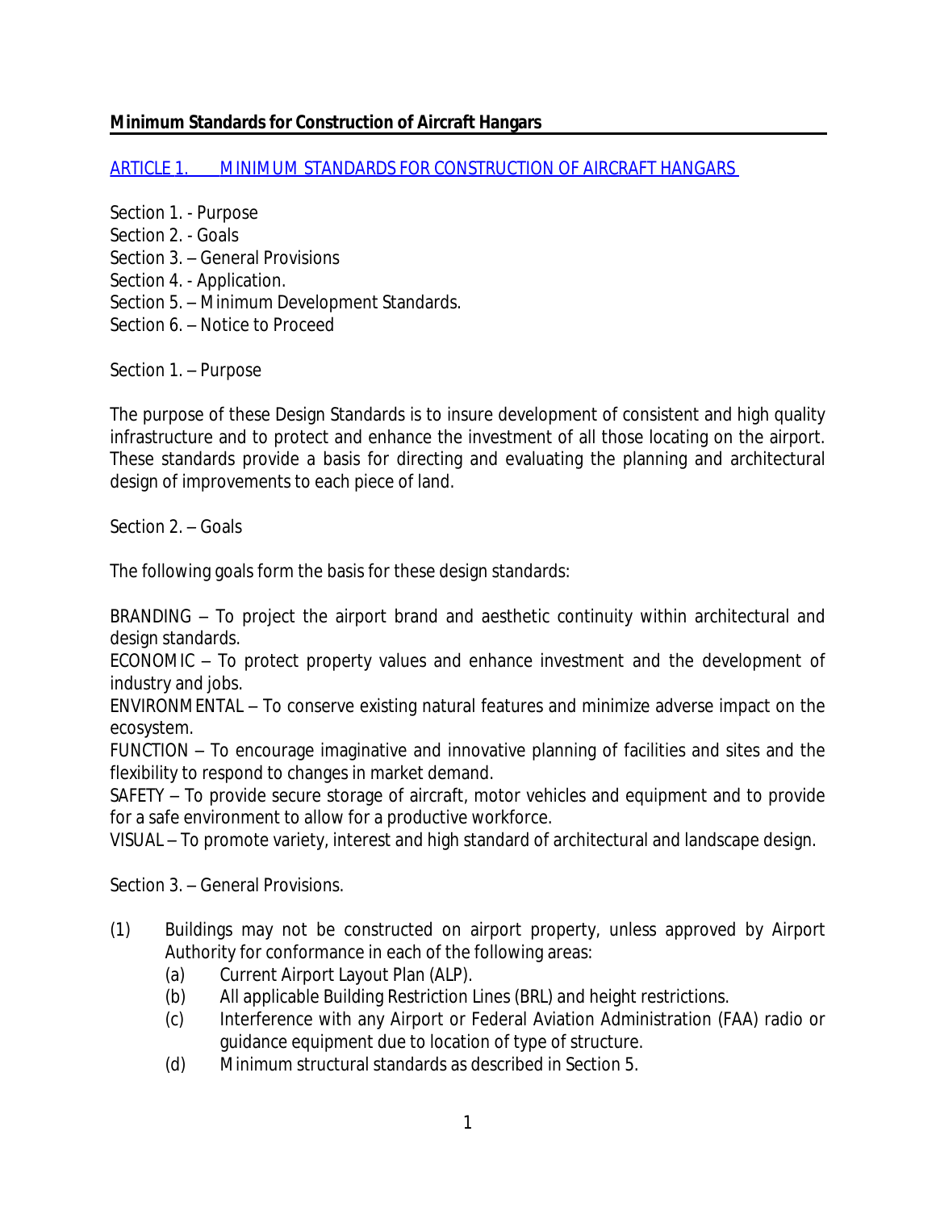**Minimum Standards for Construction of Aircraft Hangars**

# ARTICLE 1. MINIMUM STANDARDS FOR CONSTRUCTION OF AIRCRAFT HANGARS

Section 1. - Purpose
Section 2. - Goals
Section 3. – General Provisions
Section 4. - Application.
Section 5. – Minimum Development Standards.
Section 6. – Notice to Proceed

## Section 1. – Purpose

The purpose of these Design Standards is to insure development of consistent and high quality infrastructure and to protect and enhance the investment of all those locating on the airport. These standards provide a basis for directing and evaluating the planning and architectural design of improvements to each piece of land.

## Section 2. – Goals

The following goals form the basis for these design standards:

BRANDING – To project the airport brand and aesthetic continuity within architectural and design standards.
ECONOMIC – To protect property values and enhance investment and the development of industry and jobs.
ENVIRONMENTAL – To conserve existing natural features and minimize adverse impact on the ecosystem.
FUNCTION – To encourage imaginative and innovative planning of facilities and sites and the flexibility to respond to changes in market demand.
SAFETY – To provide secure storage of aircraft, motor vehicles and equipment and to provide for a safe environment to allow for a productive workforce.
VISUAL – To promote variety, interest and high standard of architectural and landscape design.

## Section 3. – General Provisions.

(1) Buildings may not be constructed on airport property, unless approved by Airport Authority for conformance in each of the following areas:
   - (a) Current Airport Layout Plan (ALP).
   - (b) All applicable Building Restriction Lines (BRL) and height restrictions.
   - (c) Interference with any Airport or Federal Aviation Administration (FAA) radio or guidance equipment due to location of type of structure.
   - (d) Minimum structural standards as described in Section 5.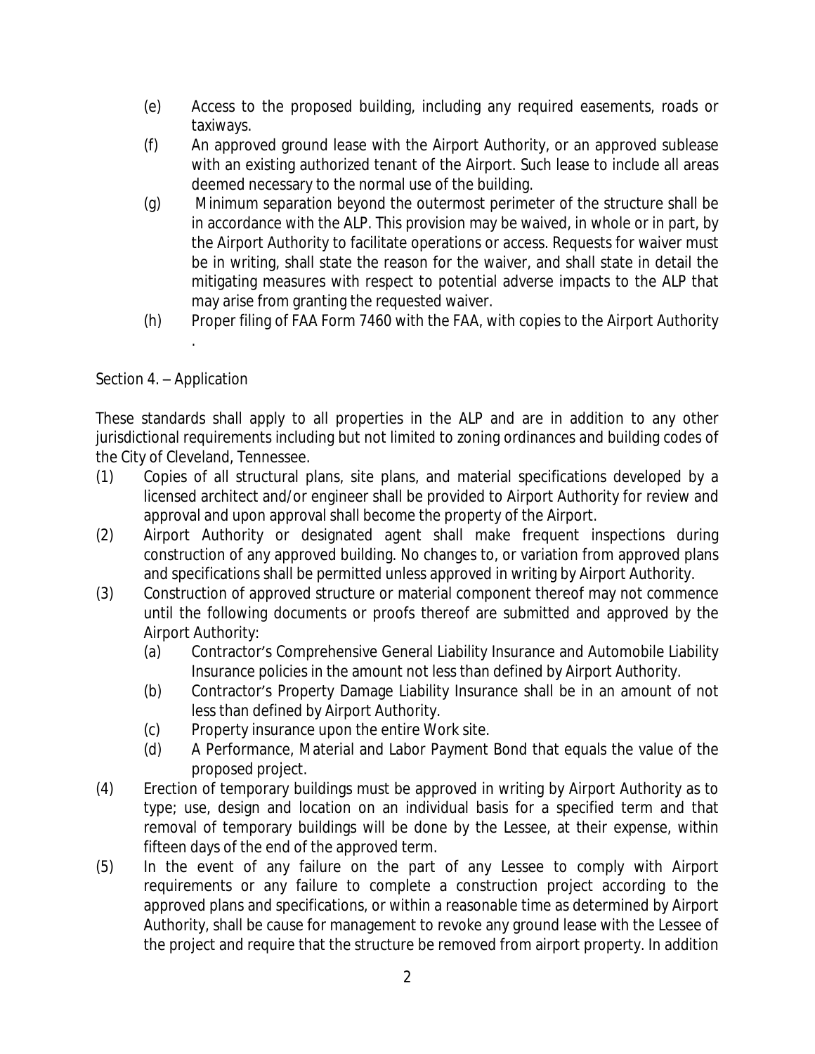(e) Access to the proposed building, including any required easements, roads or taxiways.

(f) An approved ground lease with the Airport Authority, or an approved sublease with an existing authorized tenant of the Airport. Such lease to include all areas deemed necessary to the normal use of the building.

(g) Minimum separation beyond the outermost perimeter of the structure shall be in accordance with the ALP. This provision may be waived, in whole or in part, by the Airport Authority to facilitate operations or access. Requests for waiver must be in writing, shall state the reason for the waiver, and shall state in detail the mitigating measures with respect to potential adverse impacts to the ALP that may arise from granting the requested waiver.

(h) Proper filing of FAA Form 7460 with the FAA, with copies to the Airport Authority .

Section 4. – Application

These standards shall apply to all properties in the ALP and are in addition to any other jurisdictional requirements including but not limited to zoning ordinances and building codes of the City of Cleveland, Tennessee.

(1) Copies of all structural plans, site plans, and material specifications developed by a licensed architect and/or engineer shall be provided to Airport Authority for review and approval and upon approval shall become the property of the Airport.

(2) Airport Authority or designated agent shall make frequent inspections during construction of any approved building. No changes to, or variation from approved plans and specifications shall be permitted unless approved in writing by Airport Authority.

(3) Construction of approved structure or material component thereof may not commence until the following documents or proofs thereof are submitted and approved by the Airport Authority:

   (a) Contractor's Comprehensive General Liability Insurance and Automobile Liability Insurance policies in the amount not less than defined by Airport Authority.

   (b) Contractor's Property Damage Liability Insurance shall be in an amount of not less than defined by Airport Authority.

   (c) Property insurance upon the entire Work site.

   (d) A Performance, Material and Labor Payment Bond that equals the value of the proposed project.

(4) Erection of temporary buildings must be approved in writing by Airport Authority as to type; use, design and location on an individual basis for a specified term and that removal of temporary buildings will be done by the Lessee, at their expense, within fifteen days of the end of the approved term.

(5) In the event of any failure on the part of any Lessee to comply with Airport requirements or any failure to complete a construction project according to the approved plans and specifications, or within a reasonable time as determined by Airport Authority, shall be cause for management to revoke any ground lease with the Lessee of the project and require that the structure be removed from airport property. In addition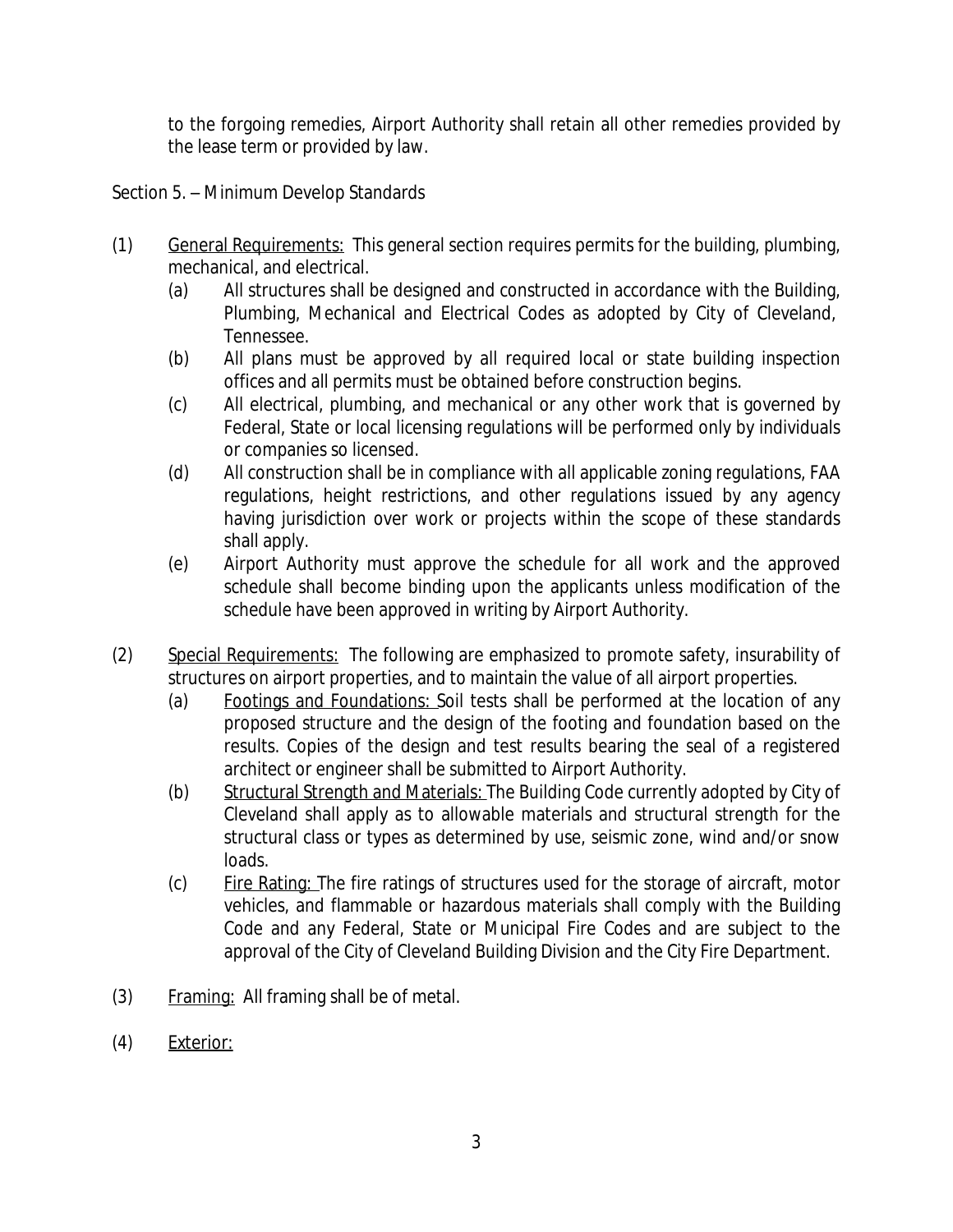to the forgoing remedies, Airport Authority shall retain all other remedies provided by the lease term or provided by law.

Section 5. – Minimum Develop Standards

(1) General Requirements: This general section requires permits for the building, plumbing, mechanical, and electrical.

- (a) All structures shall be designed and constructed in accordance with the Building, Plumbing, Mechanical and Electrical Codes as adopted by City of Cleveland, Tennessee.
- (b) All plans must be approved by all required local or state building inspection offices and all permits must be obtained before construction begins.
- (c) All electrical, plumbing, and mechanical or any other work that is governed by Federal, State or local licensing regulations will be performed only by individuals or companies so licensed.
- (d) All construction shall be in compliance with all applicable zoning regulations, FAA regulations, height restrictions, and other regulations issued by any agency having jurisdiction over work or projects within the scope of these standards shall apply.
- (e) Airport Authority must approve the schedule for all work and the approved schedule shall become binding upon the applicants unless modification of the schedule have been approved in writing by Airport Authority.

(2) Special Requirements: The following are emphasized to promote safety, insurability of structures on airport properties, and to maintain the value of all airport properties.

- (a) Footings and Foundations: Soil tests shall be performed at the location of any proposed structure and the design of the footing and foundation based on the results. Copies of the design and test results bearing the seal of a registered architect or engineer shall be submitted to Airport Authority.
- (b) Structural Strength and Materials: The Building Code currently adopted by City of Cleveland shall apply as to allowable materials and structural strength for the structural class or types as determined by use, seismic zone, wind and/or snow loads.
- (c) Fire Rating: The fire ratings of structures used for the storage of aircraft, motor vehicles, and flammable or hazardous materials shall comply with the Building Code and any Federal, State or Municipal Fire Codes and are subject to the approval of the City of Cleveland Building Division and the City Fire Department.

(3) Framing: All framing shall be of metal.

(4) Exterior: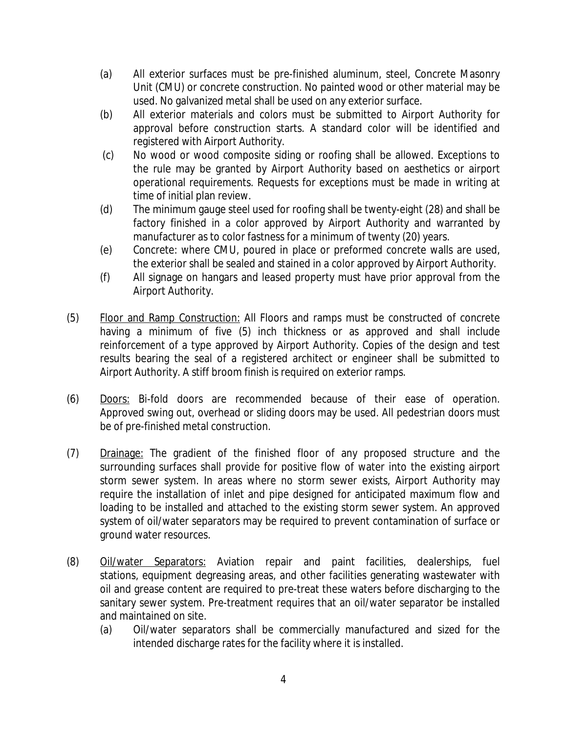(a) All exterior surfaces must be pre-finished aluminum, steel, Concrete Masonry Unit (CMU) or concrete construction. No painted wood or other material may be used. No galvanized metal shall be used on any exterior surface.

(b) All exterior materials and colors must be submitted to Airport Authority for approval before construction starts. A standard color will be identified and registered with Airport Authority.

(c) No wood or wood composite siding or roofing shall be allowed. Exceptions to the rule may be granted by Airport Authority based on aesthetics or airport operational requirements. Requests for exceptions must be made in writing at time of initial plan review.

(d) The minimum gauge steel used for roofing shall be twenty-eight (28) and shall be factory finished in a color approved by Airport Authority and warranted by manufacturer as to color fastness for a minimum of twenty (20) years.

(e) Concrete: where CMU, poured in place or preformed concrete walls are used, the exterior shall be sealed and stained in a color approved by Airport Authority.

(f) All signage on hangars and leased property must have prior approval from the Airport Authority.

(5) Floor and Ramp Construction: All Floors and ramps must be constructed of concrete having a minimum of five (5) inch thickness or as approved and shall include reinforcement of a type approved by Airport Authority. Copies of the design and test results bearing the seal of a registered architect or engineer shall be submitted to Airport Authority. A stiff broom finish is required on exterior ramps.

(6) Doors: Bi-fold doors are recommended because of their ease of operation. Approved swing out, overhead or sliding doors may be used. All pedestrian doors must be of pre-finished metal construction.

(7) Drainage: The gradient of the finished floor of any proposed structure and the surrounding surfaces shall provide for positive flow of water into the existing airport storm sewer system. In areas where no storm sewer exists, Airport Authority may require the installation of inlet and pipe designed for anticipated maximum flow and loading to be installed and attached to the existing storm sewer system. An approved system of oil/water separators may be required to prevent contamination of surface or ground water resources.

(8) Oil/water Separators: Aviation repair and paint facilities, dealerships, fuel stations, equipment degreasing areas, and other facilities generating wastewater with oil and grease content are required to pre-treat these waters before discharging to the sanitary sewer system. Pre-treatment requires that an oil/water separator be installed and maintained on site.

(a) Oil/water separators shall be commercially manufactured and sized for the intended discharge rates for the facility where it is installed.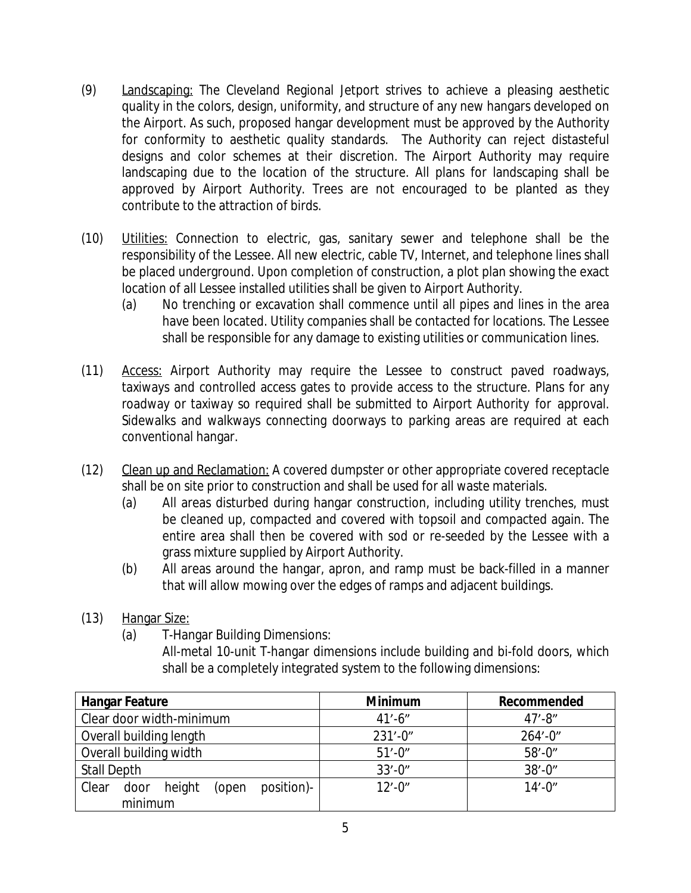(9) Landscaping: The Cleveland Regional Jetport strives to achieve a pleasing aesthetic quality in the colors, design, uniformity, and structure of any new hangars developed on the Airport. As such, proposed hangar development must be approved by the Authority for conformity to aesthetic quality standards. The Authority can reject distasteful designs and color schemes at their discretion. The Airport Authority may require landscaping due to the location of the structure. All plans for landscaping shall be approved by Airport Authority. Trees are not encouraged to be planted as they contribute to the attraction of birds.

(10) Utilities: Connection to electric, gas, sanitary sewer and telephone shall be the responsibility of the Lessee. All new electric, cable TV, Internet, and telephone lines shall be placed underground. Upon completion of construction, a plot plan showing the exact location of all Lessee installed utilities shall be given to Airport Authority.

  (a) No trenching or excavation shall commence until all pipes and lines in the area have been located. Utility companies shall be contacted for locations. The Lessee shall be responsible for any damage to existing utilities or communication lines.

(11) Access: Airport Authority may require the Lessee to construct paved roadways, taxiways and controlled access gates to provide access to the structure. Plans for any roadway or taxiway so required shall be submitted to Airport Authority for approval. Sidewalks and walkways connecting doorways to parking areas are required at each conventional hangar.

(12) Clean up and Reclamation: A covered dumpster or other appropriate covered receptacle shall be on site prior to construction and shall be used for all waste materials.

  (a) All areas disturbed during hangar construction, including utility trenches, must be cleaned up, compacted and covered with topsoil and compacted again. The entire area shall then be covered with sod or re-seeded by the Lessee with a grass mixture supplied by Airport Authority.

  (b) All areas around the hangar, apron, and ramp must be back-filled in a manner that will allow mowing over the edges of ramps and adjacent buildings.

(13) Hangar Size:

  (a) T-Hangar Building Dimensions:
  All-metal 10-unit T-hangar dimensions include building and bi-fold doors, which shall be a completely integrated system to the following dimensions:

| Hangar Feature | Minimum | Recommended |
|---|---|---|
| Clear door width-minimum | 41'-6" | 47'-8" |
| Overall building length | 231'-0" | 264'-0" |
| Overall building width | 51'-0" | 58'-0" |
| Stall Depth | 33'-0" | 38'-0" |
| Clear door height (open position)-minimum | 12'-0" | 14'-0" |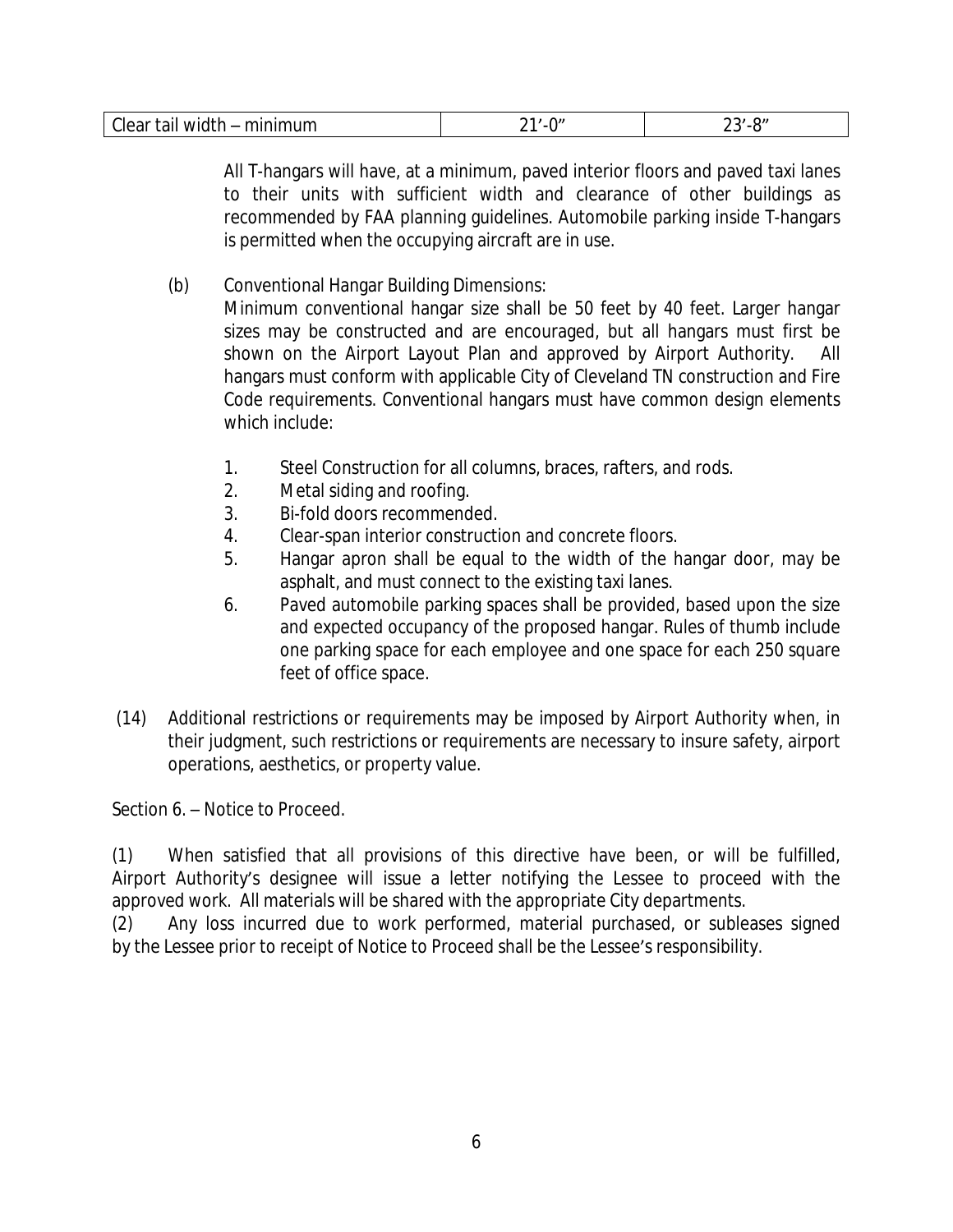| | | |
|---|---|---|
| Clear tail width – minimum | 21'-0" | 23'-8" |

All T-hangars will have, at a minimum, paved interior floors and paved taxi lanes to their units with sufficient width and clearance of other buildings as recommended by FAA planning guidelines. Automobile parking inside T-hangars is permitted when the occupying aircraft are in use.

(b) Conventional Hangar Building Dimensions:
Minimum conventional hangar size shall be 50 feet by 40 feet. Larger hangar sizes may be constructed and are encouraged, but all hangars must first be shown on the Airport Layout Plan and approved by Airport Authority. All hangars must conform with applicable City of Cleveland TN construction and Fire Code requirements. Conventional hangars must have common design elements which include:

1. Steel Construction for all columns, braces, rafters, and rods.
2. Metal siding and roofing.
3. Bi-fold doors recommended.
4. Clear-span interior construction and concrete floors.
5. Hangar apron shall be equal to the width of the hangar door, may be asphalt, and must connect to the existing taxi lanes.
6. Paved automobile parking spaces shall be provided, based upon the size and expected occupancy of the proposed hangar. Rules of thumb include one parking space for each employee and one space for each 250 square feet of office space.

(14) Additional restrictions or requirements may be imposed by Airport Authority when, in their judgment, such restrictions or requirements are necessary to insure safety, airport operations, aesthetics, or property value.

Section 6. – Notice to Proceed.

(1) When satisfied that all provisions of this directive have been, or will be fulfilled, Airport Authority's designee will issue a letter notifying the Lessee to proceed with the approved work. All materials will be shared with the appropriate City departments.
(2) Any loss incurred due to work performed, material purchased, or subleases signed by the Lessee prior to receipt of Notice to Proceed shall be the Lessee's responsibility.